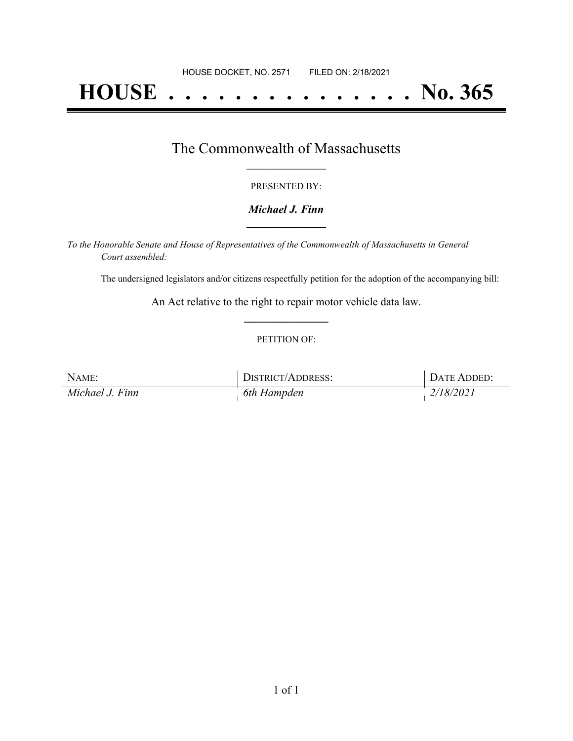HOUSE DOCKET, NO. 2571        FILED ON: 2/18/2021

# HOUSE . . . . . . . . . . . . . . . No. 365

## The Commonwealth of Massachusetts

PRESENTED BY:

***Michael J. Finn***

*To the Honorable Senate and House of Representatives of the Commonwealth of Massachusetts in General Court assembled:*

The undersigned legislators and/or citizens respectfully petition for the adoption of the accompanying bill:

An Act relative to the right to repair motor vehicle data law.

PETITION OF:

| NAME: | DISTRICT/ADDRESS: | DATE ADDED: |
|---|---|---|
| *Michael J. Finn* | *6th Hampden* | *2/18/2021* |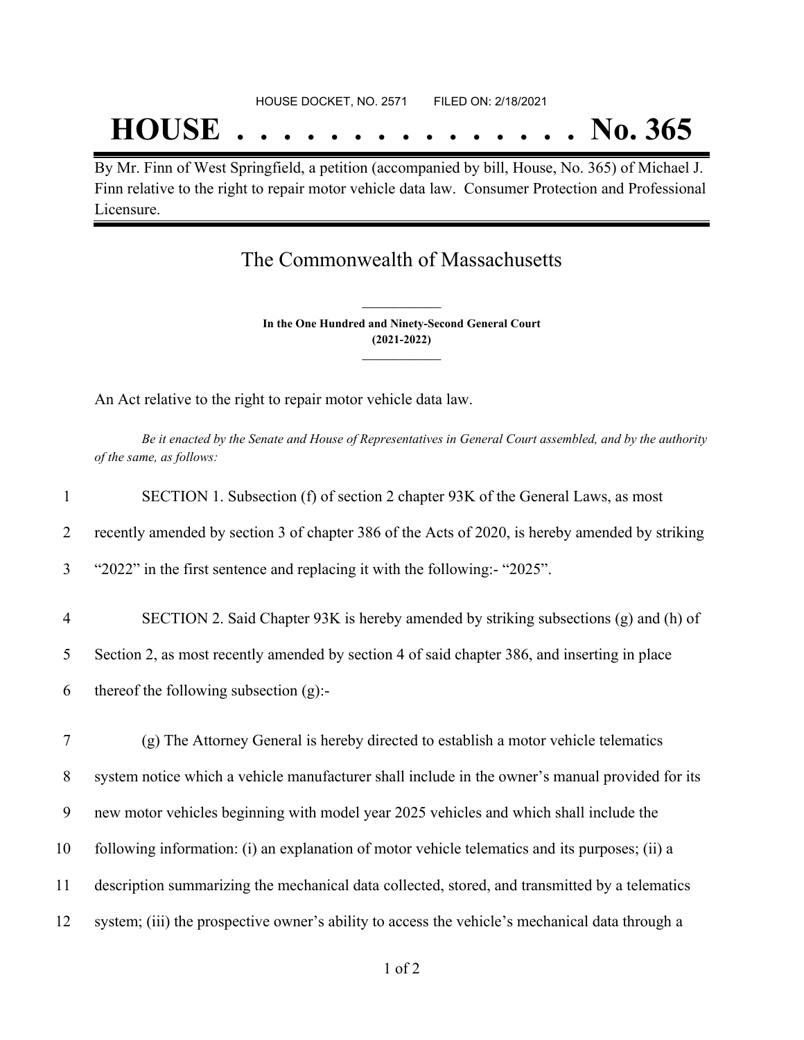HOUSE DOCKET, NO. 2571 FILED ON: 2/18/2021

# HOUSE . . . . . . . . . . . . . . . No. 365

By Mr. Finn of West Springfield, a petition (accompanied by bill, House, No. 365) of Michael J. Finn relative to the right to repair motor vehicle data law. Consumer Protection and Professional Licensure.

## The Commonwealth of Massachusetts

**In the One Hundred and Ninety-Second General Court**
**(2021-2022)**

An Act relative to the right to repair motor vehicle data law.

*Be it enacted by the Senate and House of Representatives in General Court assembled, and by the authority of the same, as follows:*

1 SECTION 1. Subsection (f) of section 2 chapter 93K of the General Laws, as most
2 recently amended by section 3 of chapter 386 of the Acts of 2020, is hereby amended by striking
3 "2022" in the first sentence and replacing it with the following:- "2025".

4 SECTION 2. Said Chapter 93K is hereby amended by striking subsections (g) and (h) of
5 Section 2, as most recently amended by section 4 of said chapter 386, and inserting in place
6 thereof the following subsection (g):-

7 (g) The Attorney General is hereby directed to establish a motor vehicle telematics
8 system notice which a vehicle manufacturer shall include in the owner's manual provided for its
9 new motor vehicles beginning with model year 2025 vehicles and which shall include the
10 following information: (i) an explanation of motor vehicle telematics and its purposes; (ii) a
11 description summarizing the mechanical data collected, stored, and transmitted by a telematics
12 system; (iii) the prospective owner's ability to access the vehicle's mechanical data through a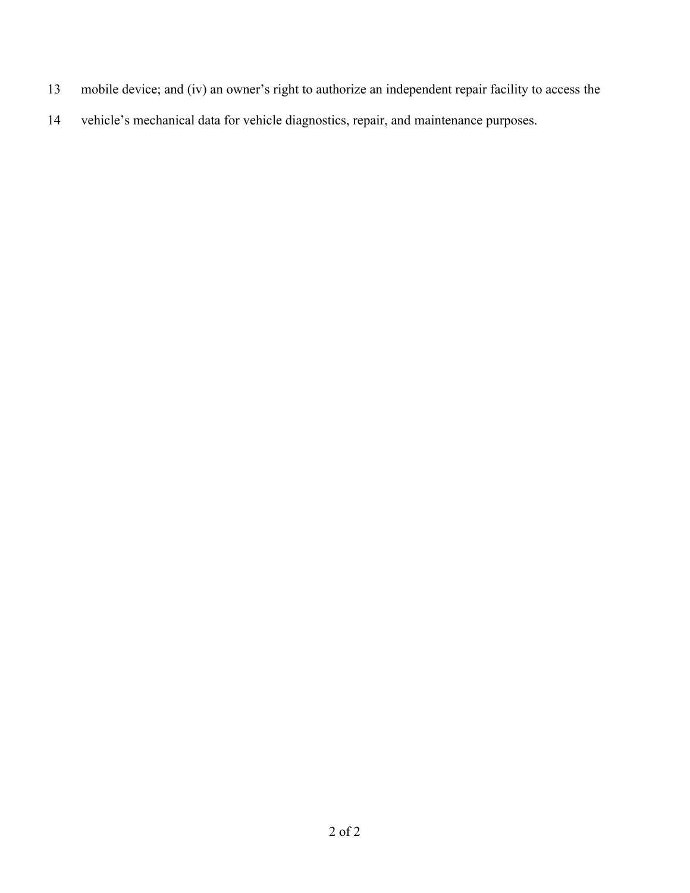13 mobile device; and (iv) an owner's right to authorize an independent repair facility to access the

14 vehicle's mechanical data for vehicle diagnostics, repair, and maintenance purposes.